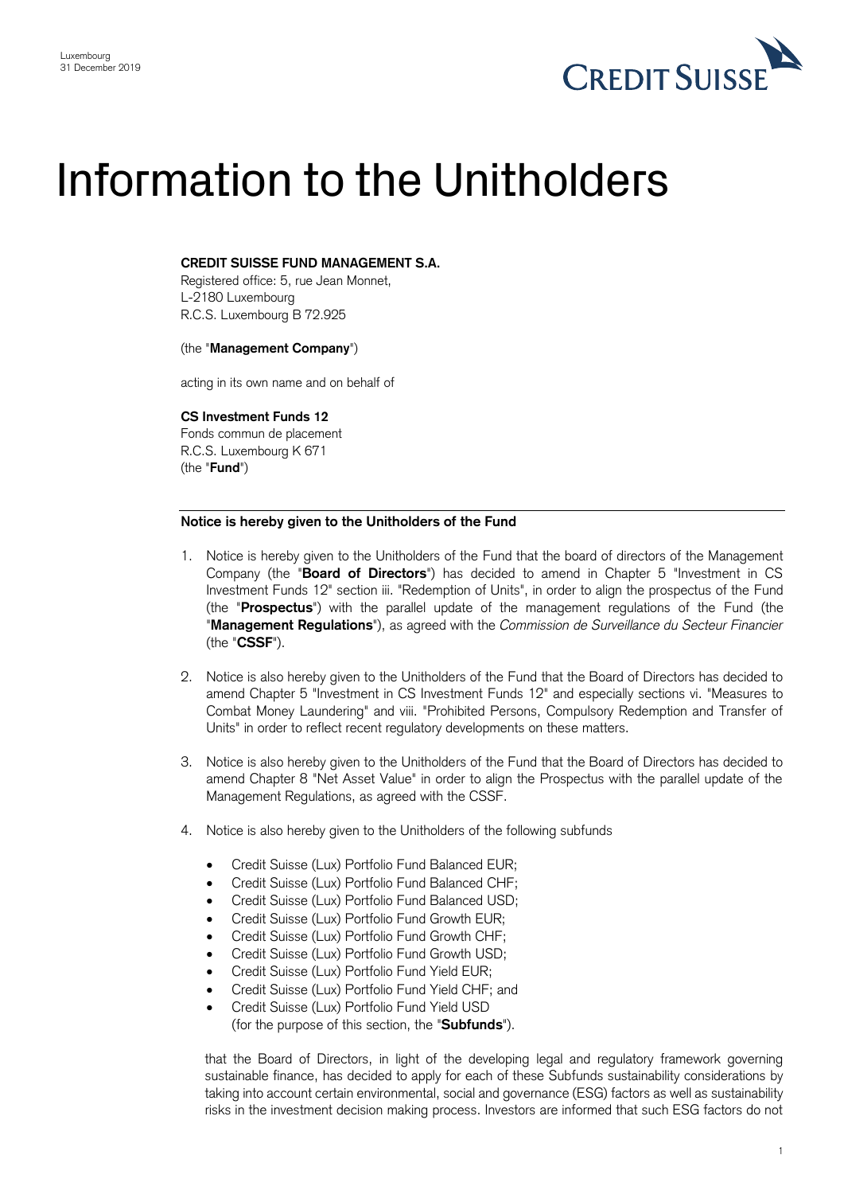Luxembourg
31 December 2019

CREDIT SUISSE

# Information to the Unitholders

**CREDIT SUISSE FUND MANAGEMENT S.A.**
Registered office: 5, rue Jean Monnet,
L-2180 Luxembourg
R.C.S. Luxembourg B 72.925

(the "**Management Company**")

acting in its own name and on behalf of

**CS Investment Funds 12**
Fonds commun de placement
R.C.S. Luxembourg K 671
(the "**Fund**")

**Notice is hereby given to the Unitholders of the Fund**

1. Notice is hereby given to the Unitholders of the Fund that the board of directors of the Management Company (the "**Board of Directors**") has decided to amend in Chapter 5 "Investment in CS Investment Funds 12" section iii. "Redemption of Units", in order to align the prospectus of the Fund (the "**Prospectus**") with the parallel update of the management regulations of the Fund (the "**Management Regulations**"), as agreed with the *Commission de Surveillance du Secteur Financier* (the "**CSSF**").

2. Notice is also hereby given to the Unitholders of the Fund that the Board of Directors has decided to amend Chapter 5 "Investment in CS Investment Funds 12" and especially sections vi. "Measures to Combat Money Laundering" and viii. "Prohibited Persons, Compulsory Redemption and Transfer of Units" in order to reflect recent regulatory developments on these matters.

3. Notice is also hereby given to the Unitholders of the Fund that the Board of Directors has decided to amend Chapter 8 "Net Asset Value" in order to align the Prospectus with the parallel update of the Management Regulations, as agreed with the CSSF.

4. Notice is also hereby given to the Unitholders of the following subfunds

   - Credit Suisse (Lux) Portfolio Fund Balanced EUR;
   - Credit Suisse (Lux) Portfolio Fund Balanced CHF;
   - Credit Suisse (Lux) Portfolio Fund Balanced USD;
   - Credit Suisse (Lux) Portfolio Fund Growth EUR;
   - Credit Suisse (Lux) Portfolio Fund Growth CHF;
   - Credit Suisse (Lux) Portfolio Fund Growth USD;
   - Credit Suisse (Lux) Portfolio Fund Yield EUR;
   - Credit Suisse (Lux) Portfolio Fund Yield CHF; and
   - Credit Suisse (Lux) Portfolio Fund Yield USD
     (for the purpose of this section, the "**Subfunds**").

   that the Board of Directors, in light of the developing legal and regulatory framework governing sustainable finance, has decided to apply for each of these Subfunds sustainability considerations by taking into account certain environmental, social and governance (ESG) factors as well as sustainability risks in the investment decision making process. Investors are informed that such ESG factors do not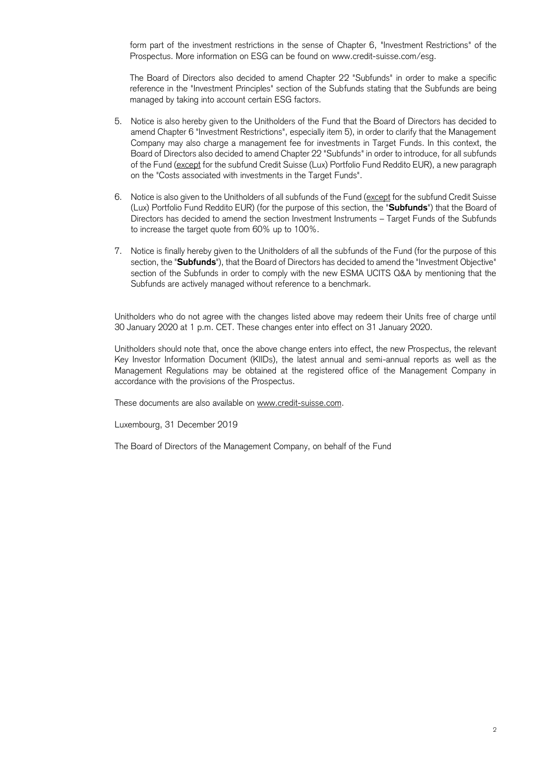form part of the investment restrictions in the sense of Chapter 6, "Investment Restrictions" of the Prospectus. More information on ESG can be found on www.credit-suisse.com/esg.

The Board of Directors also decided to amend Chapter 22 "Subfunds" in order to make a specific reference in the "Investment Principles" section of the Subfunds stating that the Subfunds are being managed by taking into account certain ESG factors.

5. Notice is also hereby given to the Unitholders of the Fund that the Board of Directors has decided to amend Chapter 6 "Investment Restrictions", especially item 5), in order to clarify that the Management Company may also charge a management fee for investments in Target Funds. In this context, the Board of Directors also decided to amend Chapter 22 "Subfunds" in order to introduce, for all subfunds of the Fund (except for the subfund Credit Suisse (Lux) Portfolio Fund Reddito EUR), a new paragraph on the "Costs associated with investments in the Target Funds".

6. Notice is also given to the Unitholders of all subfunds of the Fund (except for the subfund Credit Suisse (Lux) Portfolio Fund Reddito EUR) (for the purpose of this section, the "**Subfunds**") that the Board of Directors has decided to amend the section Investment Instruments – Target Funds of the Subfunds to increase the target quote from 60% up to 100%.

7. Notice is finally hereby given to the Unitholders of all the subfunds of the Fund (for the purpose of this section, the "**Subfunds**"), that the Board of Directors has decided to amend the "Investment Objective" section of the Subfunds in order to comply with the new ESMA UCITS Q&A by mentioning that the Subfunds are actively managed without reference to a benchmark.

Unitholders who do not agree with the changes listed above may redeem their Units free of charge until 30 January 2020 at 1 p.m. CET. These changes enter into effect on 31 January 2020.

Unitholders should note that, once the above change enters into effect, the new Prospectus, the relevant Key Investor Information Document (KIIDs), the latest annual and semi-annual reports as well as the Management Regulations may be obtained at the registered office of the Management Company in accordance with the provisions of the Prospectus.

These documents are also available on www.credit-suisse.com.

Luxembourg, 31 December 2019

The Board of Directors of the Management Company, on behalf of the Fund